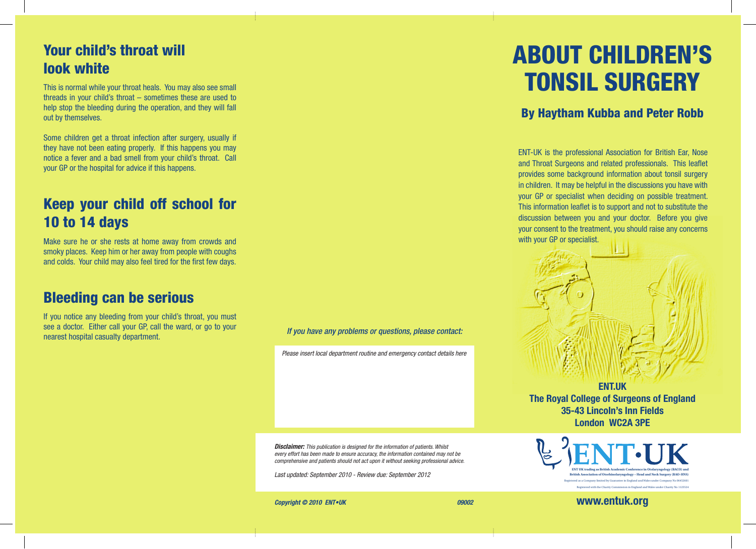## Your child's throat will look white

This is normal while your throat heals. You may also see small threads in your child's throat – sometimes these are used to help stop the bleeding during the operation, and they will fall out by themselves.

Some children get a throat infection after surgery, usually if they have not been eating properly. If this happens you may notice a fever and a bad smell from your child's throat. Call your GP or the hospital for advice if this happens.

## Keep your child off school for 10 to 14 days

Make sure he or she rests at home away from crowds and smoky places. Keep him or her away from people with coughs and colds. Your child may also feel tired for the first few days.

## Bleeding can be serious

If you notice any bleeding from your child's throat, you must see a doctor. Either call your GP, call the ward, or go to your nearest hospital casualty department.

*If you have any problems or questions, please contact:*

*Please insert local department routine and emergency contact details here*

***Disclaimer:** This publication is designed for the information of patients. Whilst every effort has been made to ensure accuracy, the information contained may not be comprehensive and patients should not act upon it without seeking professional advice.*

*Last updated: September 2010 - Review due: September 2012*

***Copyright © 2010 ENT•UK*** *09002*

# ABOUT CHILDREN'S TONSIL SURGERY

## By Haytham Kubba and Peter Robb

ENT-UK is the professional Association for British Ear, Nose and Throat Surgeons and related professionals. This leaflet provides some background information about tonsil surgery in children. It may be helpful in the discussions you have with your GP or specialist when deciding on possible treatment. This information leaflet is to support and not to substitute the discussion between you and your doctor. Before you give your consent to the treatment, you should raise any concerns with your GP or specialist.

**ENT.UK**
**The Royal College of Surgeons of England**
**35-43 Lincoln's Inn Fields**
**London WC2A 3PE**

ENT·UK

ENT UK trading as British Academic Conference in Otolaryngology (BACO) and British Association of Otorhinolaryngology – Head and Neck Surgery (BAO-HNS)
Registered as a Company limited by Guarantee in England and Wales under Company No 06452601
Registered with the Charity Commission in England and Wales under Charity No 1125524

**www.entuk.org**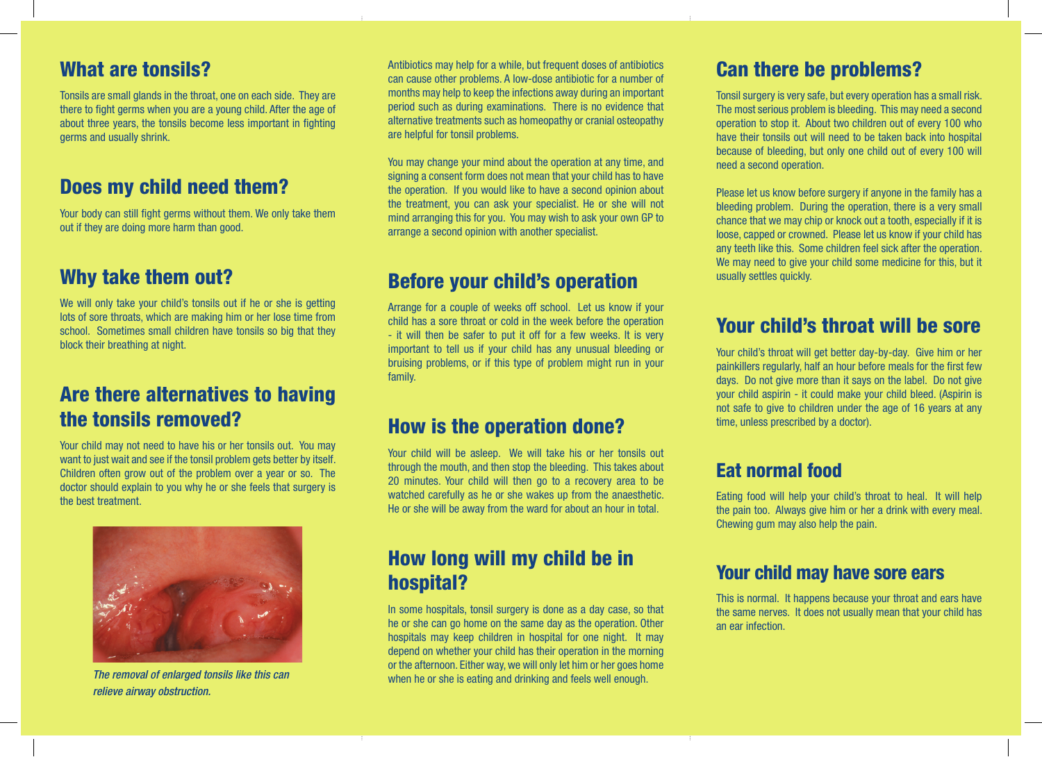## What are tonsils?

Tonsils are small glands in the throat, one on each side. They are there to fight germs when you are a young child. After the age of about three years, the tonsils become less important in fighting germs and usually shrink.

## Does my child need them?

Your body can still fight germs without them. We only take them out if they are doing more harm than good.

## Why take them out?

We will only take your child's tonsils out if he or she is getting lots of sore throats, which are making him or her lose time from school. Sometimes small children have tonsils so big that they block their breathing at night.

## Are there alternatives to having the tonsils removed?

Your child may not need to have his or her tonsils out. You may want to just wait and see if the tonsil problem gets better by itself. Children often grow out of the problem over a year or so. The doctor should explain to you why he or she feels that surgery is the best treatment.

*The removal of enlarged tonsils like this can relieve airway obstruction.*

Antibiotics may help for a while, but frequent doses of antibiotics can cause other problems. A low-dose antibiotic for a number of months may help to keep the infections away during an important period such as during examinations. There is no evidence that alternative treatments such as homeopathy or cranial osteopathy are helpful for tonsil problems.

You may change your mind about the operation at any time, and signing a consent form does not mean that your child has to have the operation. If you would like to have a second opinion about the treatment, you can ask your specialist. He or she will not mind arranging this for you. You may wish to ask your own GP to arrange a second opinion with another specialist.

## Before your child's operation

Arrange for a couple of weeks off school. Let us know if your child has a sore throat or cold in the week before the operation - it will then be safer to put it off for a few weeks. It is very important to tell us if your child has any unusual bleeding or bruising problems, or if this type of problem might run in your family.

## How is the operation done?

Your child will be asleep. We will take his or her tonsils out through the mouth, and then stop the bleeding. This takes about 20 minutes. Your child will then go to a recovery area to be watched carefully as he or she wakes up from the anaesthetic. He or she will be away from the ward for about an hour in total.

## How long will my child be in hospital?

In some hospitals, tonsil surgery is done as a day case, so that he or she can go home on the same day as the operation. Other hospitals may keep children in hospital for one night. It may depend on whether your child has their operation in the morning or the afternoon. Either way, we will only let him or her goes home when he or she is eating and drinking and feels well enough.

## Can there be problems?

Tonsil surgery is very safe, but every operation has a small risk. The most serious problem is bleeding. This may need a second operation to stop it. About two children out of every 100 who have their tonsils out will need to be taken back into hospital because of bleeding, but only one child out of every 100 will need a second operation.

Please let us know before surgery if anyone in the family has a bleeding problem. During the operation, there is a very small chance that we may chip or knock out a tooth, especially if it is loose, capped or crowned. Please let us know if your child has any teeth like this. Some children feel sick after the operation. We may need to give your child some medicine for this, but it usually settles quickly.

## Your child's throat will be sore

Your child's throat will get better day-by-day. Give him or her painkillers regularly, half an hour before meals for the first few days. Do not give more than it says on the label. Do not give your child aspirin - it could make your child bleed. (Aspirin is not safe to give to children under the age of 16 years at any time, unless prescribed by a doctor).

## Eat normal food

Eating food will help your child's throat to heal. It will help the pain too. Always give him or her a drink with every meal. Chewing gum may also help the pain.

## Your child may have sore ears

This is normal. It happens because your throat and ears have the same nerves. It does not usually mean that your child has an ear infection.